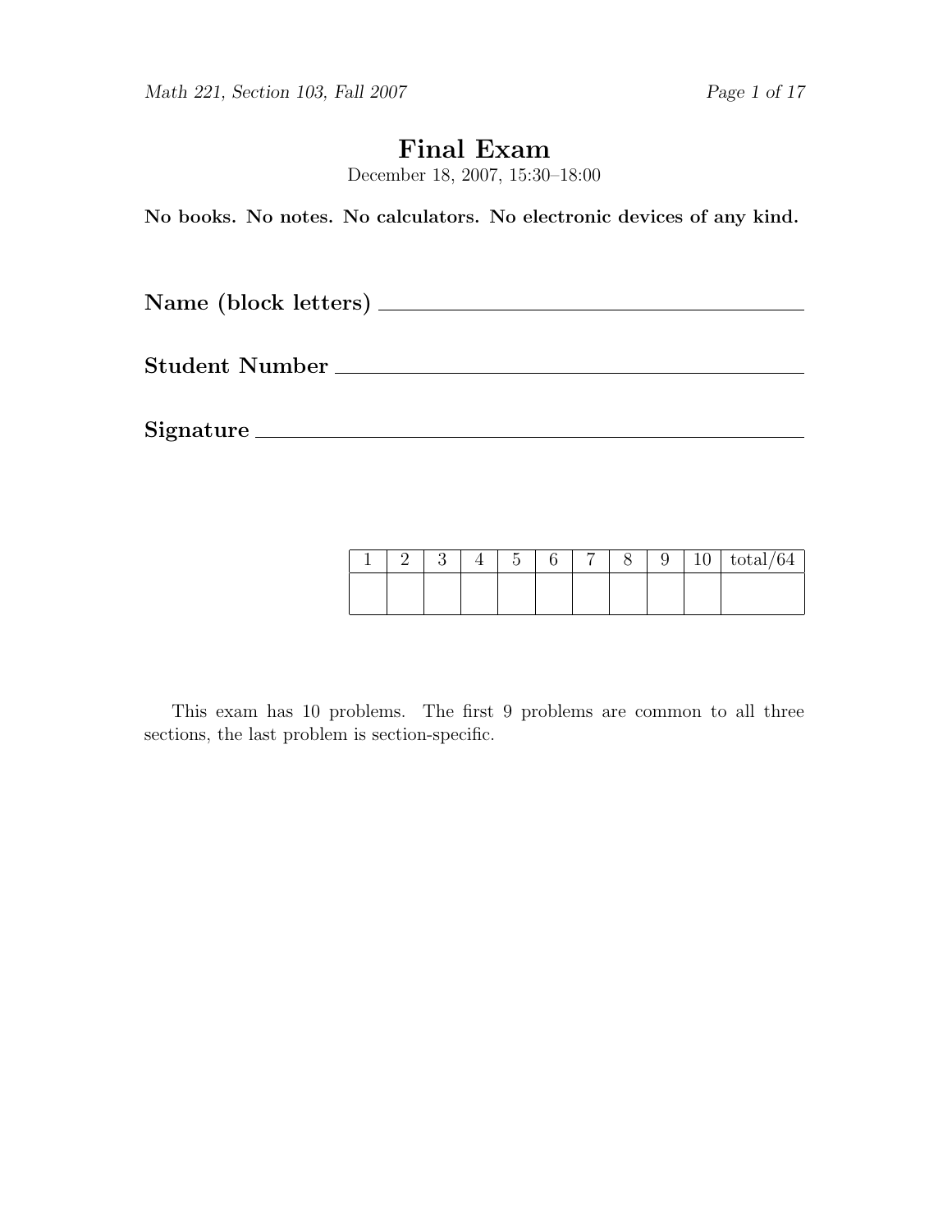# Final Exam

December 18, 2007, 15:30–18:00

**No books. No notes. No calculators. No electronic devices of any kind.**

**Name (block letters)** ______________________________

**Student Number** ______________________________

**Signature** ______________________________

| 1 | 2 | 3 | 4 | 5 | 6 | 7 | 8 | 9 | 10 | total/64 |
|---|---|---|---|---|---|---|---|---|---|---|
| | | | | | | | | | | |

This exam has 10 problems. The first 9 problems are common to all three sections, the last problem is section-specific.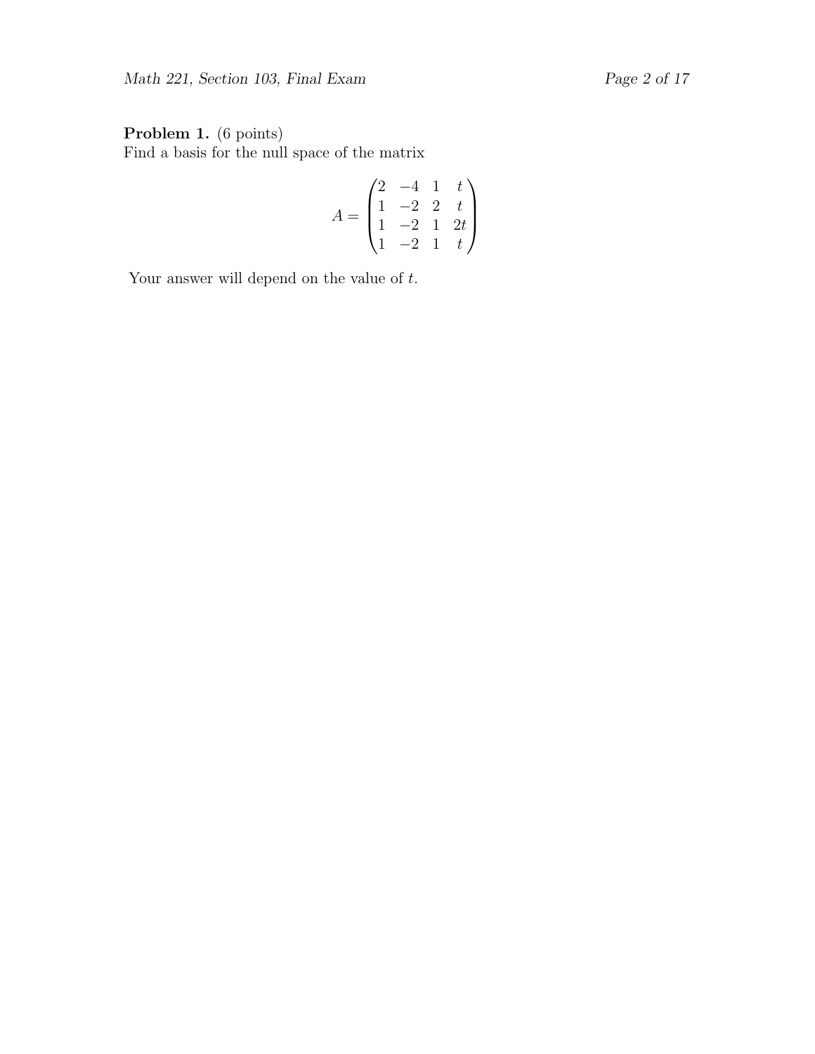**Problem 1.** (6 points)
Find a basis for the null space of the matrix

$$A = \begin{pmatrix} 2 & -4 & 1 & t \\ 1 & -2 & 2 & t \\ 1 & -2 & 1 & 2t \\ 1 & -2 & 1 & t \end{pmatrix}$$

Your answer will depend on the value of $t$.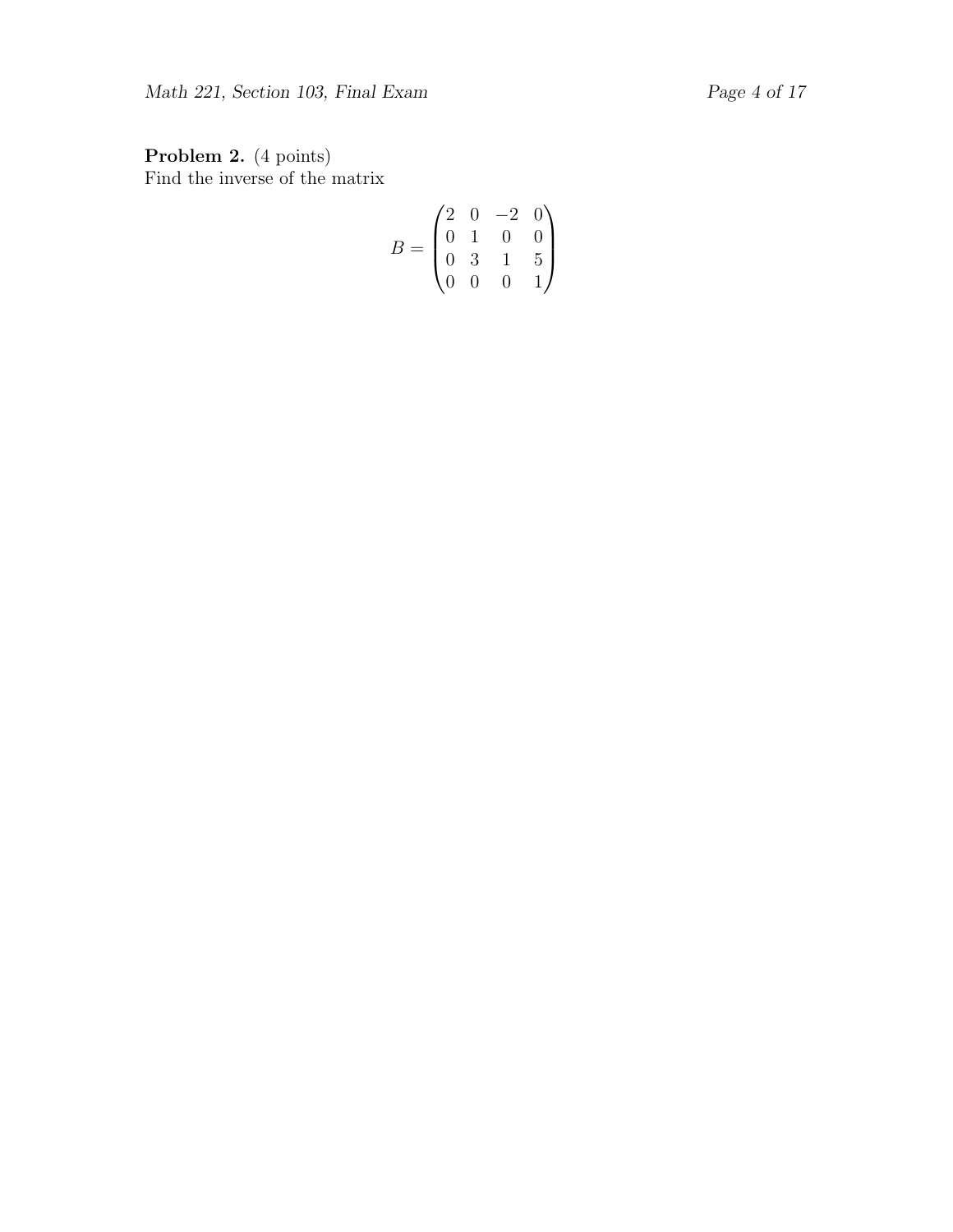**Problem 2.** (4 points)
Find the inverse of the matrix

$$B = \begin{pmatrix} 2 & 0 & -2 & 0 \\ 0 & 1 & 0 & 0 \\ 0 & 3 & 1 & 5 \\ 0 & 0 & 0 & 1 \end{pmatrix}$$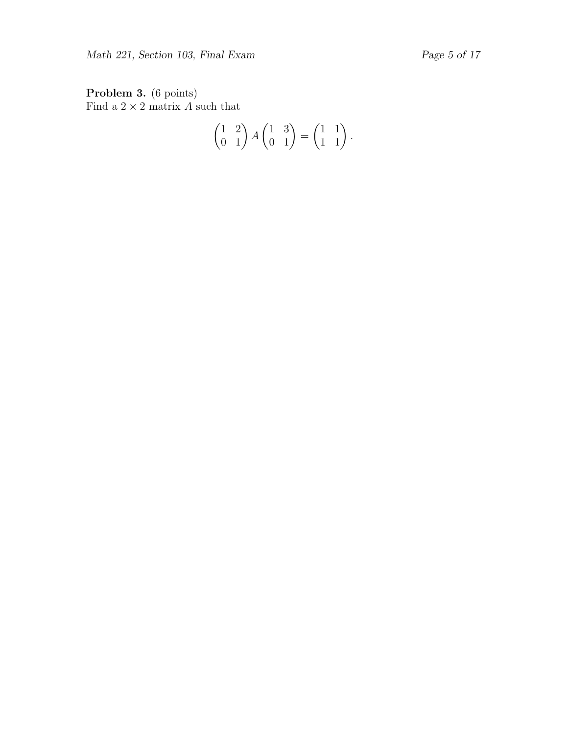**Problem 3.** (6 points)
Find a $2 \times 2$ matrix $A$ such that

$$\begin{pmatrix} 1 & 2 \\ 0 & 1 \end{pmatrix} A \begin{pmatrix} 1 & 3 \\ 0 & 1 \end{pmatrix} = \begin{pmatrix} 1 & 1 \\ 1 & 1 \end{pmatrix}.$$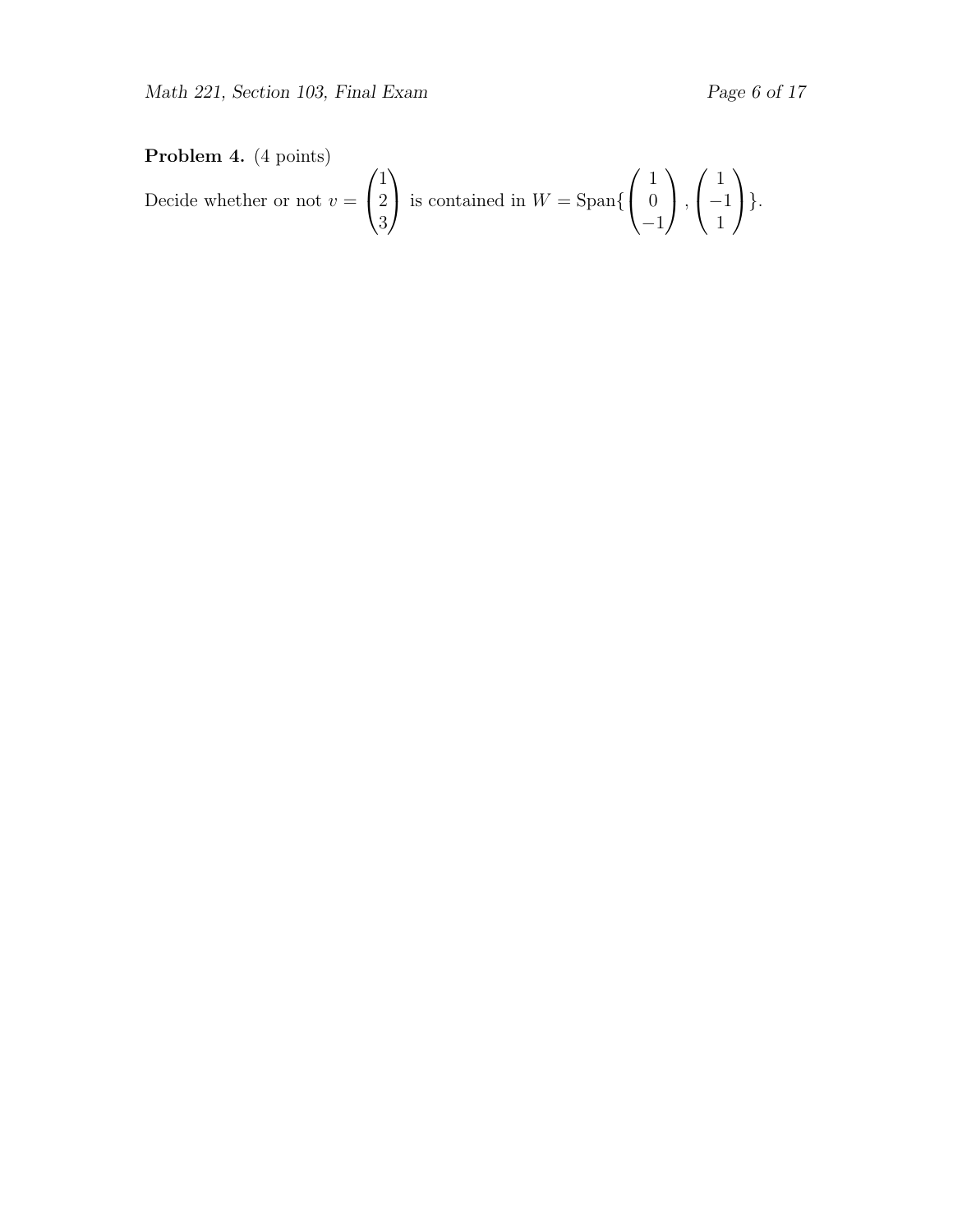**Problem 4.** (4 points)

Decide whether or not $v = \begin{pmatrix} 1 \\ 2 \\ 3 \end{pmatrix}$ is contained in $W = \text{Span}\{ \begin{pmatrix} 1 \\ 0 \\ -1 \end{pmatrix}, \begin{pmatrix} 1 \\ -1 \\ 1 \end{pmatrix} \}$.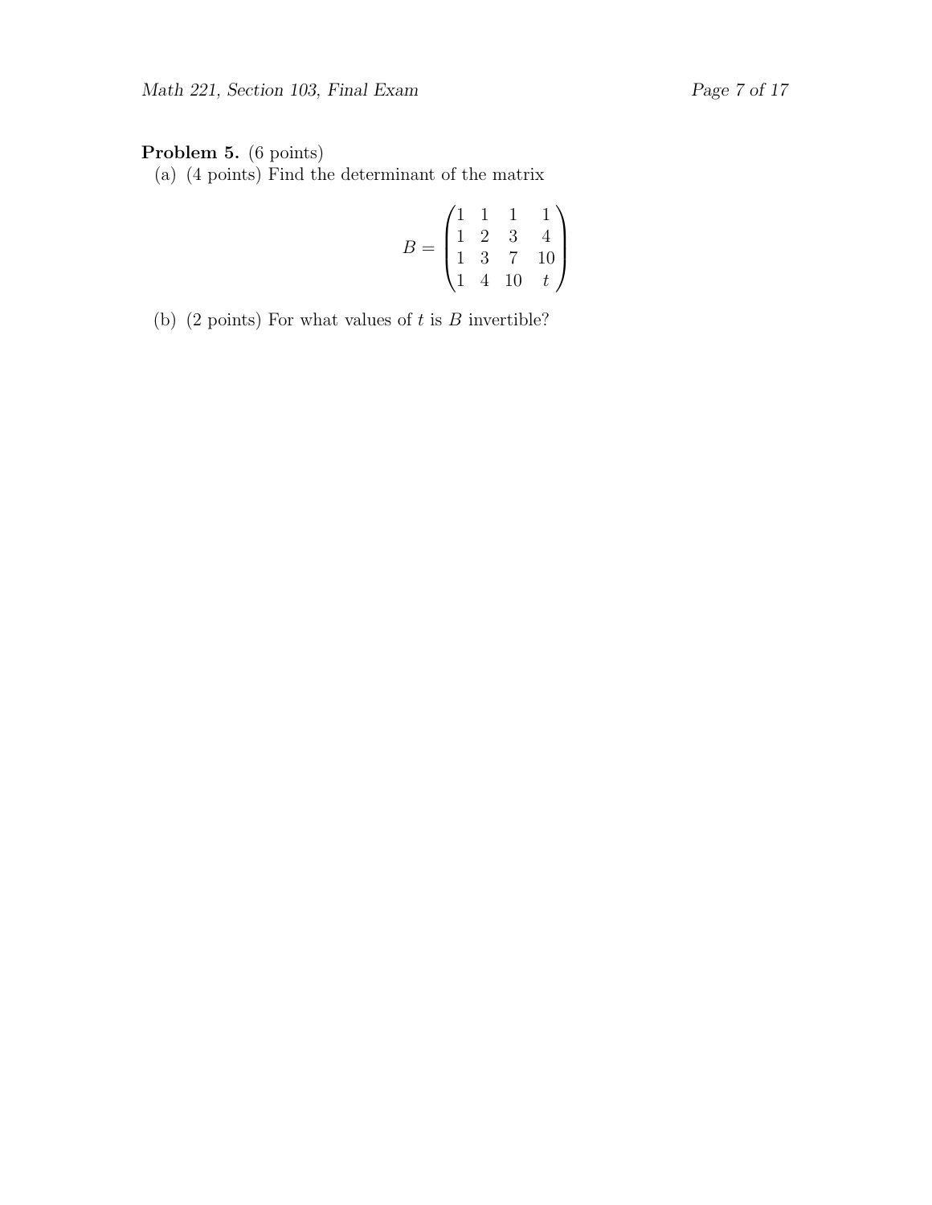**Problem 5.** (6 points)

(a) (4 points) Find the determinant of the matrix

$$B = \begin{pmatrix} 1 & 1 & 1 & 1 \\ 1 & 2 & 3 & 4 \\ 1 & 3 & 7 & 10 \\ 1 & 4 & 10 & t \end{pmatrix}$$

(b) (2 points) For what values of $t$ is $B$ invertible?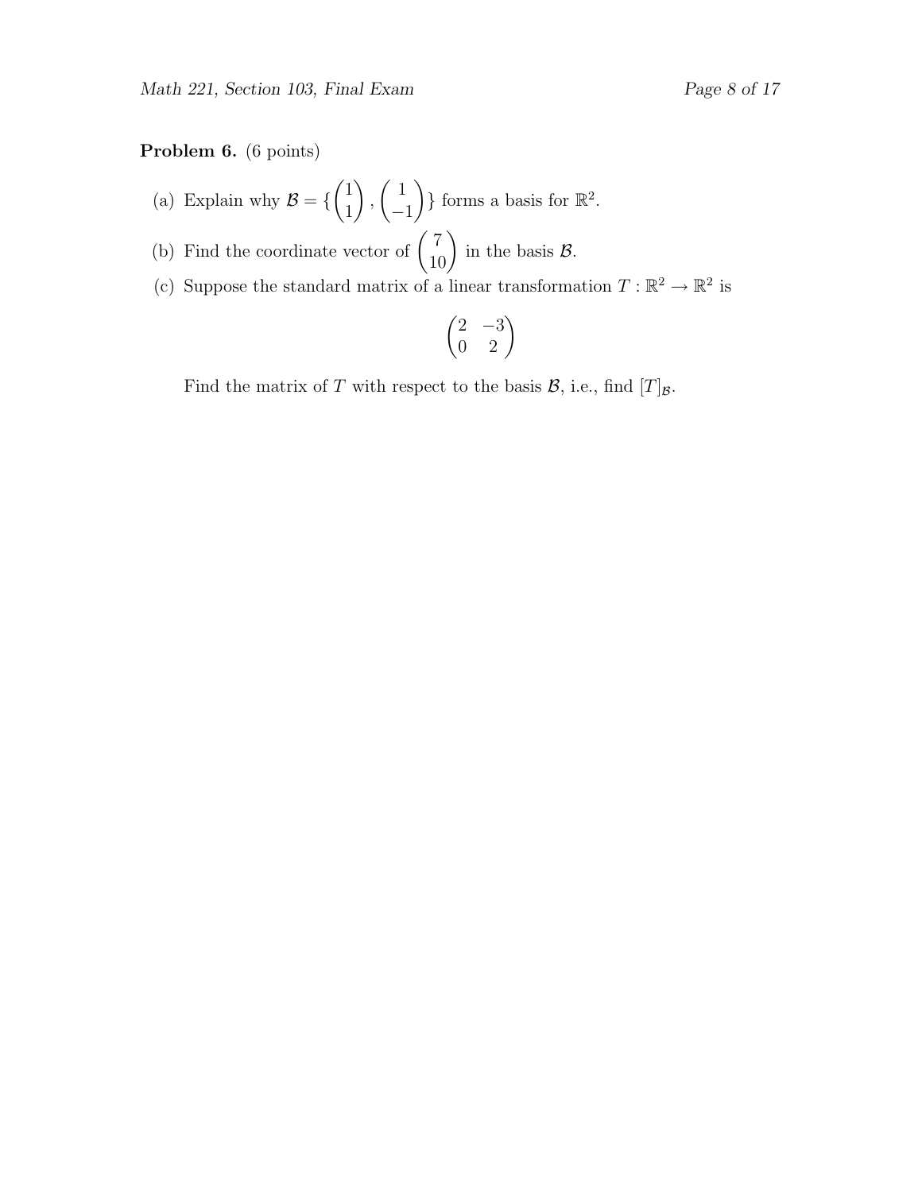**Problem 6.** (6 points)

(a) Explain why $\mathcal{B} = \{\begin{pmatrix}1\\1\end{pmatrix}, \begin{pmatrix}1\\-1\end{pmatrix}\}$ forms a basis for $\mathbb{R}^2$.

(b) Find the coordinate vector of $\begin{pmatrix}7\\10\end{pmatrix}$ in the basis $\mathcal{B}$.

(c) Suppose the standard matrix of a linear transformation $T : \mathbb{R}^2 \to \mathbb{R}^2$ is

$$\begin{pmatrix}2 & -3\\0 & 2\end{pmatrix}$$

Find the matrix of $T$ with respect to the basis $\mathcal{B}$, i.e., find $[T]_{\mathcal{B}}$.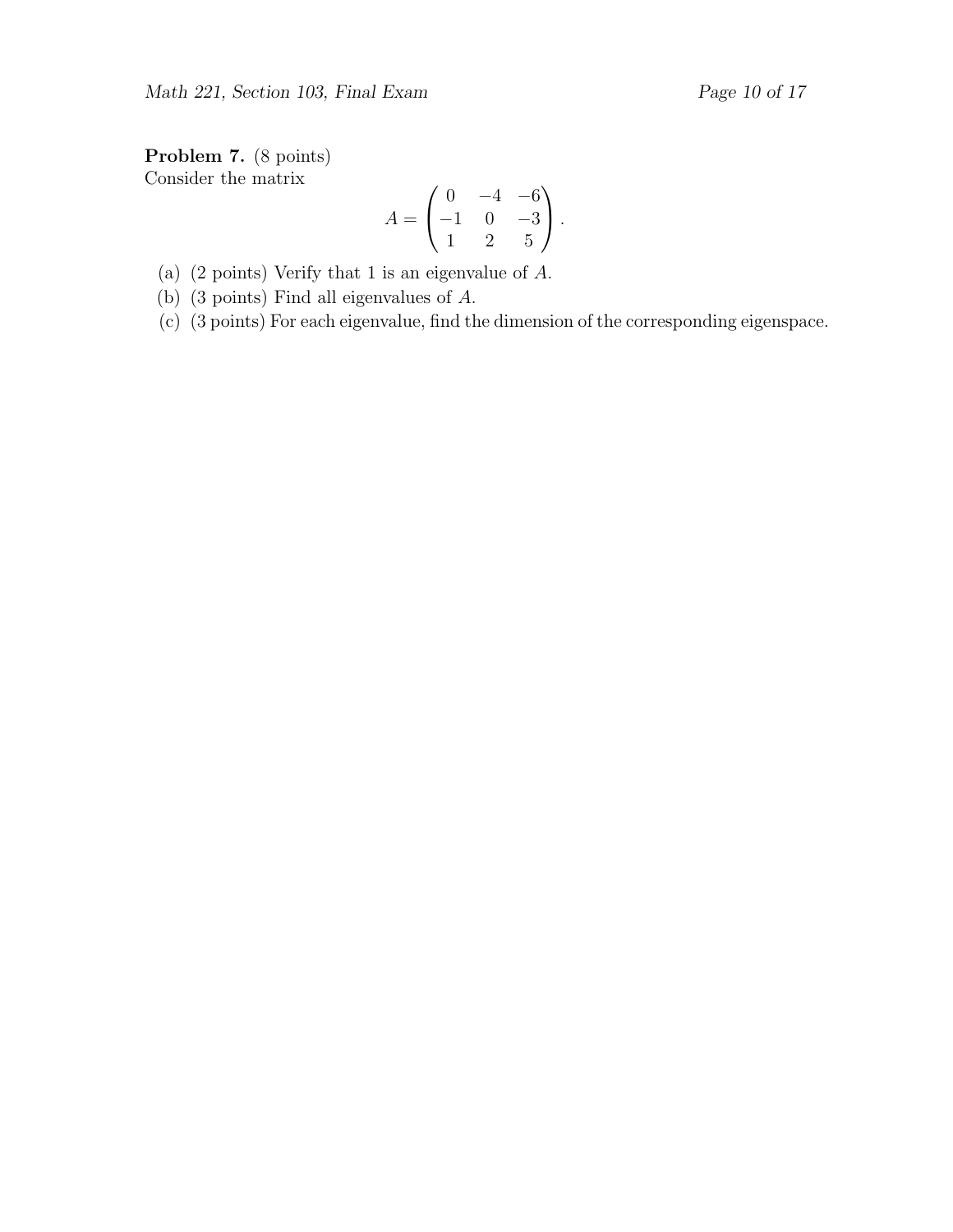**Problem 7.** (8 points)
Consider the matrix

$$A = \begin{pmatrix} 0 & -4 & -6 \\ -1 & 0 & -3 \\ 1 & 2 & 5 \end{pmatrix}.$$

(a) (2 points) Verify that 1 is an eigenvalue of $A$.

(b) (3 points) Find all eigenvalues of $A$.

(c) (3 points) For each eigenvalue, find the dimension of the corresponding eigenspace.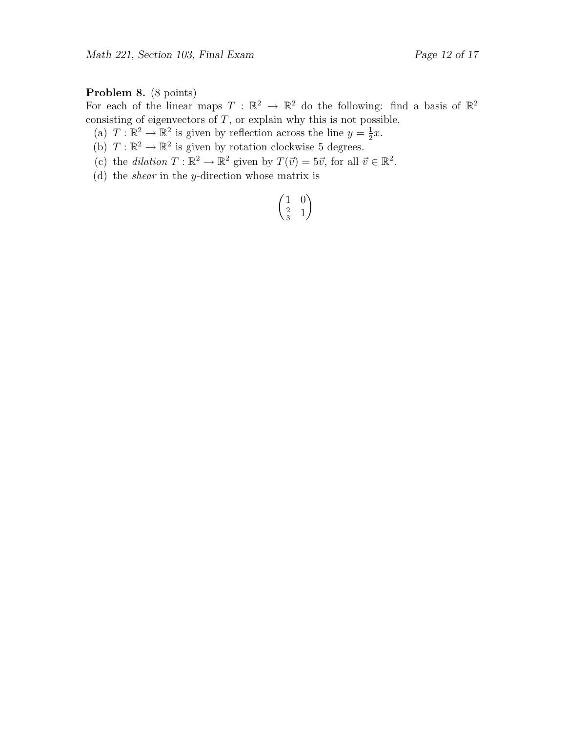**Problem 8.** (8 points)
For each of the linear maps $T : \mathbb{R}^2 \to \mathbb{R}^2$ do the following: find a basis of $\mathbb{R}^2$ consisting of eigenvectors of $T$, or explain why this is not possible.

(a) $T : \mathbb{R}^2 \to \mathbb{R}^2$ is given by reflection across the line $y = \frac{1}{2}x$.

(b) $T : \mathbb{R}^2 \to \mathbb{R}^2$ is given by rotation clockwise 5 degrees.

(c) the *dilation* $T : \mathbb{R}^2 \to \mathbb{R}^2$ given by $T(\vec{v}) = 5\vec{v}$, for all $\vec{v} \in \mathbb{R}^2$.

(d) the *shear* in the $y$-direction whose matrix is

$$\begin{pmatrix} 1 & 0 \\ \frac{2}{3} & 1 \end{pmatrix}$$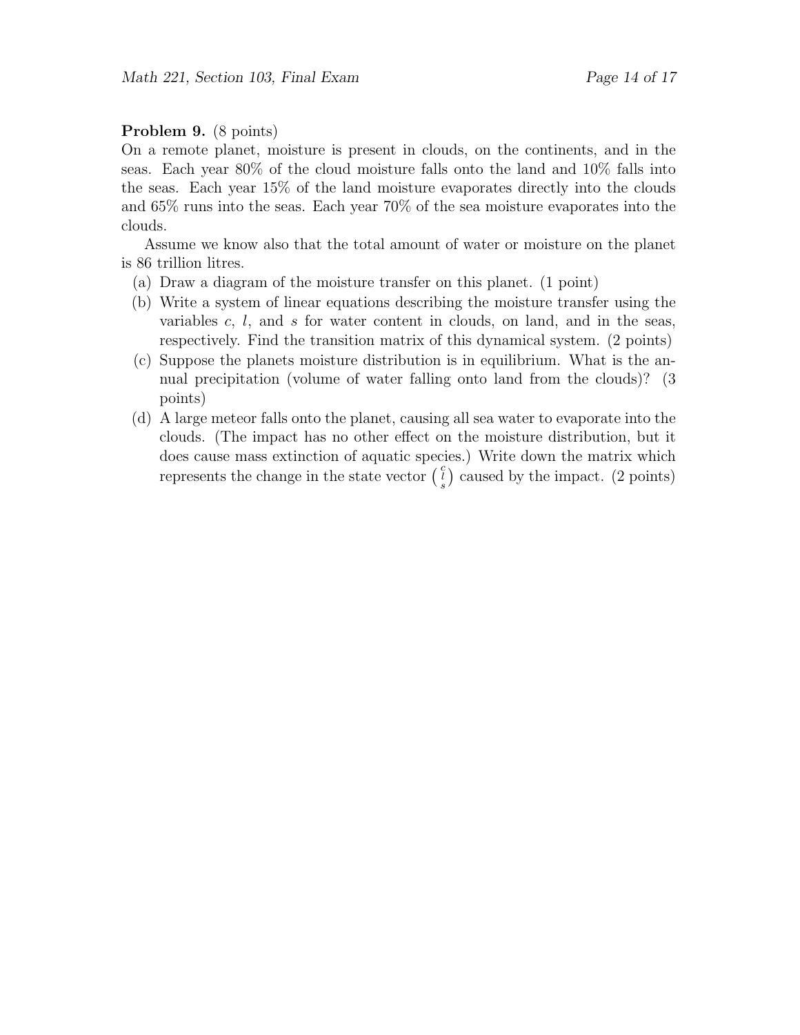**Problem 9.** (8 points)
On a remote planet, moisture is present in clouds, on the continents, and in the seas. Each year 80% of the cloud moisture falls onto the land and 10% falls into the seas. Each year 15% of the land moisture evaporates directly into the clouds and 65% runs into the seas. Each year 70% of the sea moisture evaporates into the clouds.

Assume we know also that the total amount of water or moisture on the planet is 86 trillion litres.

(a) Draw a diagram of the moisture transfer on this planet. (1 point)

(b) Write a system of linear equations describing the moisture transfer using the variables $c$, $l$, and $s$ for water content in clouds, on land, and in the seas, respectively. Find the transition matrix of this dynamical system. (2 points)

(c) Suppose the planets moisture distribution is in equilibrium. What is the annual precipitation (volume of water falling onto land from the clouds)? (3 points)

(d) A large meteor falls onto the planet, causing all sea water to evaporate into the clouds. (The impact has no other effect on the moisture distribution, but it does cause mass extinction of aquatic species.) Write down the matrix which represents the change in the state vector $\left(\begin{smallmatrix} c \\ l \\ s \end{smallmatrix}\right)$ caused by the impact. (2 points)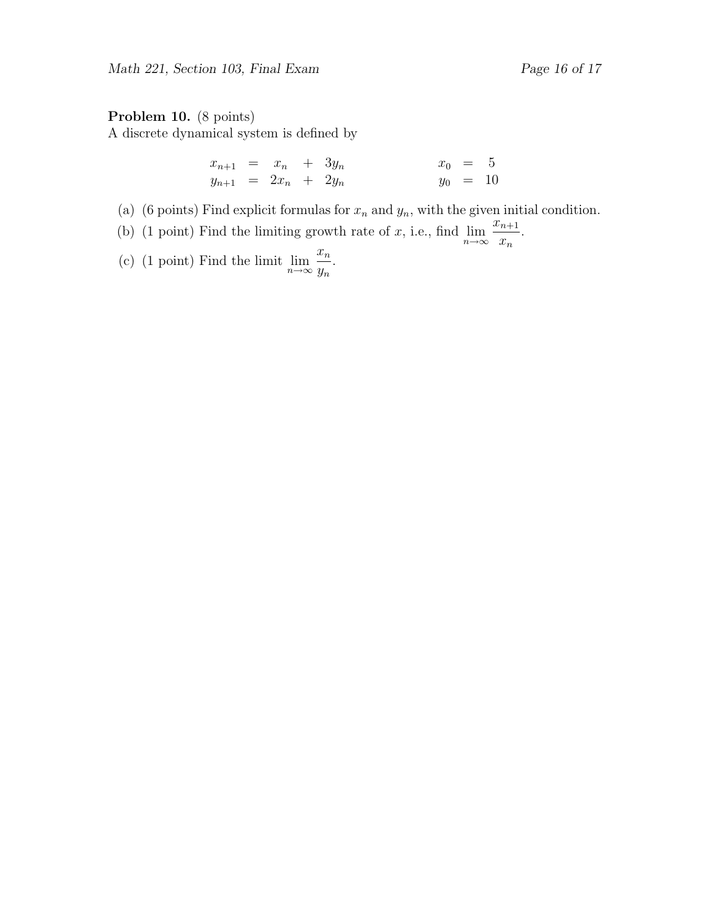**Problem 10.** (8 points)
A discrete dynamical system is defined by

$$
\begin{aligned}
x_{n+1} &= x_n + 3y_n \qquad & x_0 &= 5 \\
y_{n+1} &= 2x_n + 2y_n \qquad & y_0 &= 10
\end{aligned}
$$

(a) (6 points) Find explicit formulas for $x_n$ and $y_n$, with the given initial condition.

(b) (1 point) Find the limiting growth rate of $x$, i.e., find $\lim_{n\to\infty} \frac{x_{n+1}}{x_n}$.

(c) (1 point) Find the limit $\lim_{n\to\infty} \frac{x_n}{y_n}$.